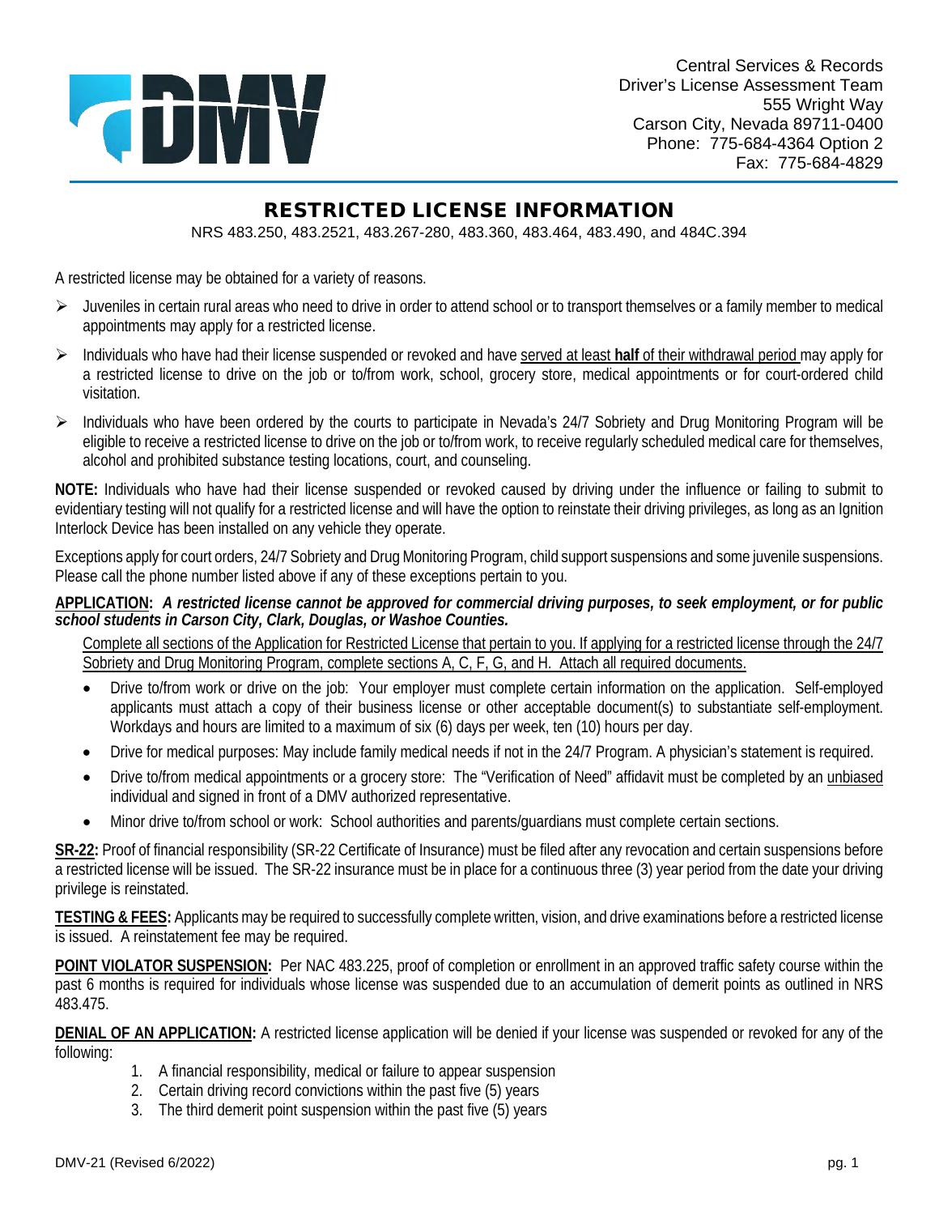Central Services & Records
Driver's License Assessment Team
555 Wright Way
Carson City, Nevada 89711-0400
Phone: 775-684-4364 Option 2
Fax: 775-684-4829

# RESTRICTED LICENSE INFORMATION

NRS 483.250, 483.2521, 483.267-280, 483.360, 483.464, 483.490, and 484C.394

A restricted license may be obtained for a variety of reasons.

- Juveniles in certain rural areas who need to drive in order to attend school or to transport themselves or a family member to medical appointments may apply for a restricted license.
- Individuals who have had their license suspended or revoked and have served at least **half** of their withdrawal period may apply for a restricted license to drive on the job or to/from work, school, grocery store, medical appointments or for court-ordered child visitation.
- Individuals who have been ordered by the courts to participate in Nevada's 24/7 Sobriety and Drug Monitoring Program will be eligible to receive a restricted license to drive on the job or to/from work, to receive regularly scheduled medical care for themselves, alcohol and prohibited substance testing locations, court, and counseling.

**NOTE:** Individuals who have had their license suspended or revoked caused by driving under the influence or failing to submit to evidentiary testing will not qualify for a restricted license and will have the option to reinstate their driving privileges, as long as an Ignition Interlock Device has been installed on any vehicle they operate.

Exceptions apply for court orders, 24/7 Sobriety and Drug Monitoring Program, child support suspensions and some juvenile suspensions. Please call the phone number listed above if any of these exceptions pertain to you.

**APPLICATION:** ***A restricted license cannot be approved for commercial driving purposes, to seek employment, or for public school students in Carson City, Clark, Douglas, or Washoe Counties.***

Complete all sections of the Application for Restricted License that pertain to you. If applying for a restricted license through the 24/7 Sobriety and Drug Monitoring Program, complete sections A, C, F, G, and H. Attach all required documents.

- Drive to/from work or drive on the job: Your employer must complete certain information on the application. Self-employed applicants must attach a copy of their business license or other acceptable document(s) to substantiate self-employment. Workdays and hours are limited to a maximum of six (6) days per week, ten (10) hours per day.
- Drive for medical purposes: May include family medical needs if not in the 24/7 Program. A physician's statement is required.
- Drive to/from medical appointments or a grocery store: The "Verification of Need" affidavit must be completed by an unbiased individual and signed in front of a DMV authorized representative.
- Minor drive to/from school or work: School authorities and parents/guardians must complete certain sections.

**SR-22:** Proof of financial responsibility (SR-22 Certificate of Insurance) must be filed after any revocation and certain suspensions before a restricted license will be issued. The SR-22 insurance must be in place for a continuous three (3) year period from the date your driving privilege is reinstated.

**TESTING & FEES:** Applicants may be required to successfully complete written, vision, and drive examinations before a restricted license is issued. A reinstatement fee may be required.

**POINT VIOLATOR SUSPENSION:** Per NAC 483.225, proof of completion or enrollment in an approved traffic safety course within the past 6 months is required for individuals whose license was suspended due to an accumulation of demerit points as outlined in NRS 483.475.

**DENIAL OF AN APPLICATION:** A restricted license application will be denied if your license was suspended or revoked for any of the following:

1. A financial responsibility, medical or failure to appear suspension
2. Certain driving record convictions within the past five (5) years
3. The third demerit point suspension within the past five (5) years

DMV-21 (Revised 6/2022)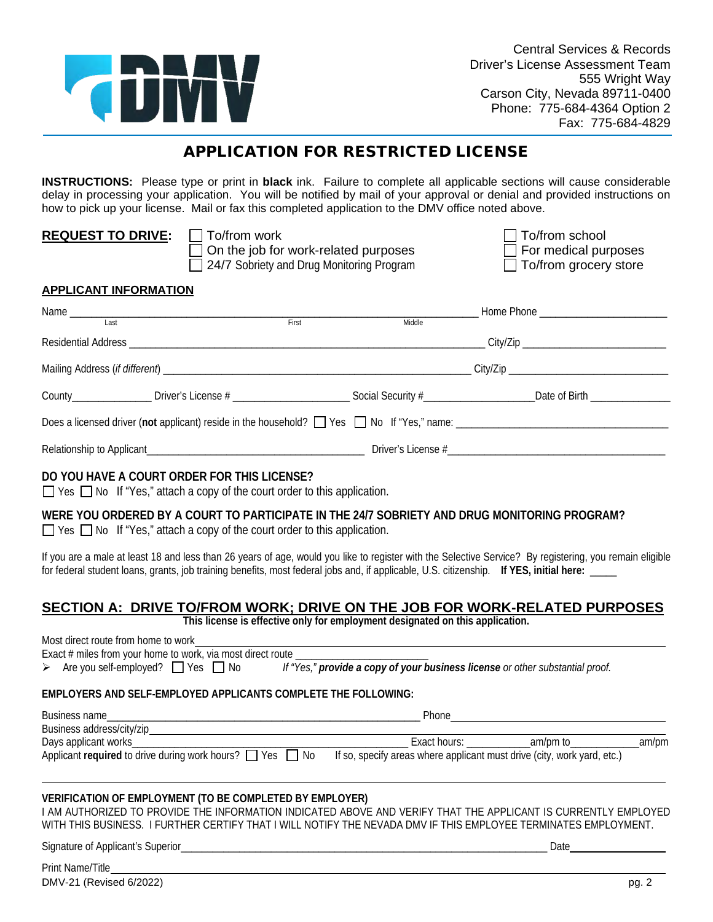Central Services & Records
Driver's License Assessment Team
555 Wright Way
Carson City, Nevada 89711-0400
Phone: 775-684-4364 Option 2
Fax: 775-684-4829

# APPLICATION FOR RESTRICTED LICENSE

**INSTRUCTIONS:** Please type or print in **black** ink. Failure to complete all applicable sections will cause considerable delay in processing your application. You will be notified by mail of your approval or denial and provided instructions on how to pick up your license. Mail or fax this completed application to the DMV office noted above.

**REQUEST TO DRIVE:**

- ☐ To/from work
- ☐ On the job for work-related purposes
- ☐ 24/7 Sobriety and Drug Monitoring Program
- ☐ To/from school
- ☐ For medical purposes
- ☐ To/from grocery store

## APPLICANT INFORMATION

Name ______________________________ (Last) ______________________________ (First) ______________________________ (Middle) Home Phone ____________________

Residential Address ________________________________________ City/Zip ____________________

Mailing Address (*if different*) ________________________________________ City/Zip ____________________

County______________ Driver's License # ____________________ Social Security #____________________ Date of Birth ______________

Does a licensed driver (**not** applicant) reside in the household? ☐ Yes ☐ No If "Yes," name: ________________________________

Relationship to Applicant________________________________ Driver's License #________________________________

### DO YOU HAVE A COURT ORDER FOR THIS LICENSE?

☐ Yes ☐ No If "Yes," attach a copy of the court order to this application.

### WERE YOU ORDERED BY A COURT TO PARTICIPATE IN THE 24/7 SOBRIETY AND DRUG MONITORING PROGRAM?

☐ Yes ☐ No If "Yes," attach a copy of the court order to this application.

If you are a male at least 18 and less than 26 years of age, would you like to register with the Selective Service? By registering, you remain eligible for federal student loans, grants, job training benefits, most federal jobs and, if applicable, U.S. citizenship. **If YES, initial here:** _____

## SECTION A: DRIVE TO/FROM WORK; DRIVE ON THE JOB FOR WORK-RELATED PURPOSES

**This license is effective only for employment designated on this application.**

Most direct route from home to work________________________________________

Exact # miles from your home to work, via most direct route ____________________

- Are you self-employed? ☐ Yes ☐ No *If "Yes," **provide a copy of your business license** or other substantial proof.*

### EMPLOYERS AND SELF-EMPLOYED APPLICANTS COMPLETE THE FOLLOWING:

Business name________________________________________ Phone________________________________

Business address/city/zip________________________________________

Days applicant works________________________________ Exact hours: __________am/pm to__________am/pm

Applicant **required** to drive during work hours? ☐ Yes ☐ No If so, specify areas where applicant must drive (city, work yard, etc.)

________________________________________________________________________________

### VERIFICATION OF EMPLOYMENT (TO BE COMPLETED BY EMPLOYER)

I AM AUTHORIZED TO PROVIDE THE INFORMATION INDICATED ABOVE AND VERIFY THAT THE APPLICANT IS CURRENTLY EMPLOYED WITH THIS BUSINESS. I FURTHER CERTIFY THAT I WILL NOTIFY THE NEVADA DMV IF THIS EMPLOYEE TERMINATES EMPLOYMENT.

Signature of Applicant's Superior________________________________________ Date________________

Print Name/Title________________________________________

DMV-21 (Revised 6/2022)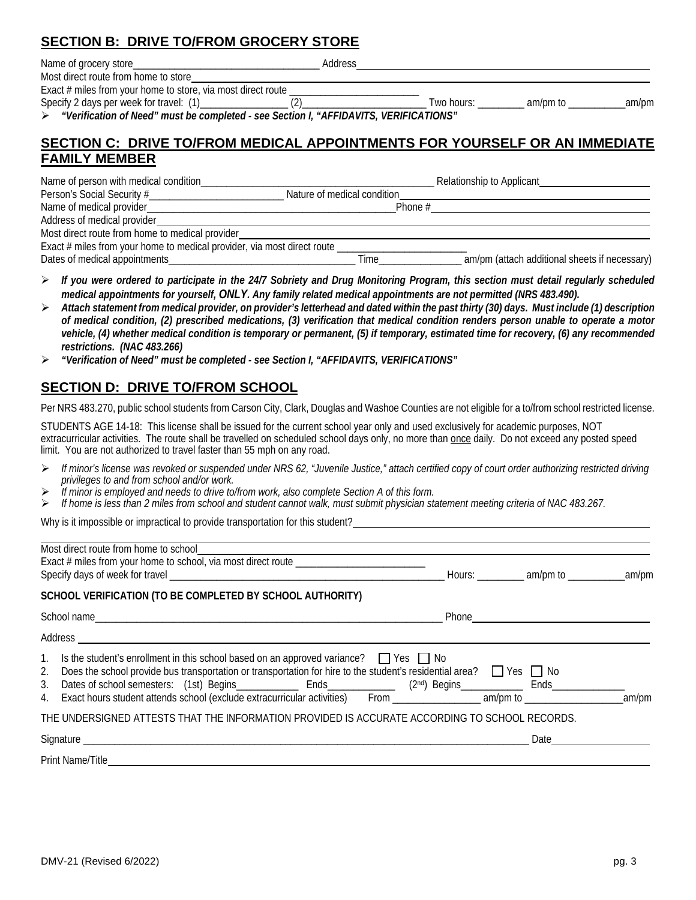## SECTION B: DRIVE TO/FROM GROCERY STORE

Name of grocery store____________________________________ Address____________________________________

Most direct route from home to store____________________________________

Exact # miles from your home to store, via most direct route _________________________

Specify 2 days per week for travel: (1)________________ (2)________________________ Two hours: _________ am/pm to ___________am/pm

- *"Verification of Need" must be completed - see Section I, "AFFIDAVITS, VERIFICATIONS"*

## SECTION C: DRIVE TO/FROM MEDICAL APPOINTMENTS FOR YOURSELF OR AN IMMEDIATE FAMILY MEMBER

Name of person with medical condition_______________________________________________ Relationship to Applicant______________________

Person's Social Security #_________________________ Nature of medical condition____________________________________

Name of medical provider_________________________________________________Phone #____________________________

Address of medical provider____________________________________

Most direct route from home to medical provider____________________________________

Exact # miles from your home to medical provider, via most direct route _________________________

Dates of medical appointments____________________________________ Time________________ am/pm (attach additional sheets if necessary)

- ***If you were ordered to participate in the 24/7 Sobriety and Drug Monitoring Program, this section must detail regularly scheduled medical appointments for yourself, ONLY. Any family related medical appointments are not permitted (NRS 483.490).***
- ***Attach statement from medical provider, on provider's letterhead and dated within the past thirty (30) days. Must include (1) description of medical condition, (2) prescribed medications, (3) verification that medical condition renders person unable to operate a motor vehicle, (4) whether medical condition is temporary or permanent, (5) if temporary, estimated time for recovery, (6) any recommended restrictions. (NAC 483.266)***
- ***"Verification of Need" must be completed - see Section I, "AFFIDAVITS, VERIFICATIONS"***

## SECTION D: DRIVE TO/FROM SCHOOL

Per NRS 483.270, public school students from Carson City, Clark, Douglas and Washoe Counties are not eligible for a to/from school restricted license.

STUDENTS AGE 14-18: This license shall be issued for the current school year only and used exclusively for academic purposes, NOT extracurricular activities. The route shall be travelled on scheduled school days only, no more than once daily. Do not exceed any posted speed limit. You are not authorized to travel faster than 55 mph on any road.

- *If minor's license was revoked or suspended under NRS 62, "Juvenile Justice," attach certified copy of court order authorizing restricted driving privileges to and from school and/or work.*
- *If minor is employed and needs to drive to/from work, also complete Section A of this form.*
- *If home is less than 2 miles from school and student cannot walk, must submit physician statement meeting criteria of NAC 483.267.*

Why is it impossible or impractical to provide transportation for this student?____________________________________

____________________________________________________________________________

Most direct route from home to school____________________________________

Exact # miles from your home to school, via most direct route _________________________

Specify days of week for travel _______________________________________________________ Hours: _________ am/pm to ___________am/pm

**SCHOOL VERIFICATION (TO BE COMPLETED BY SCHOOL AUTHORITY)**

School name________________________________________________________________________ Phone____________________________

Address ____________________________________________________________________________

1. Is the student's enrollment in this school based on an approved variance? ☐ Yes ☐ No
2. Does the school provide bus transportation or transportation for hire to the student's residential area? ☐ Yes ☐ No
3. Dates of school semesters: (1st) Begins____________ Ends_____________ (2nd) Begins____________ Ends______________
4. Exact hours student attends school (exclude extracurricular activities) From _________________ am/pm to ___________________am/pm

THE UNDERSIGNED ATTESTS THAT THE INFORMATION PROVIDED IS ACCURATE ACCORDING TO SCHOOL RECORDS.

Signature ________________________________________________________________________________________ Date____________________

Print Name/Title____________________________________________________________________________

DMV-21 (Revised 6/2022)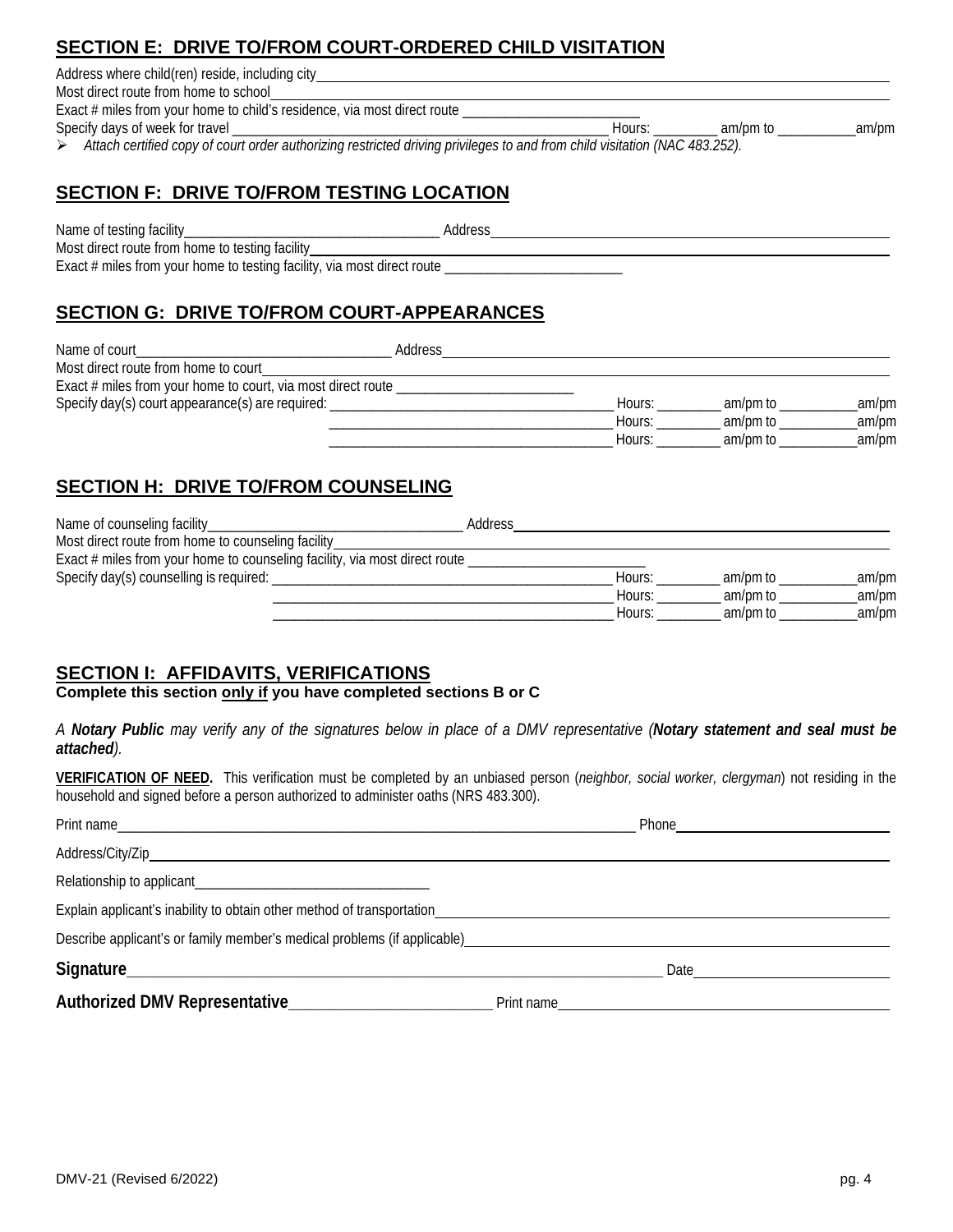## SECTION E: DRIVE TO/FROM COURT-ORDERED CHILD VISITATION

Address where child(ren) reside, including city\_\_\_\_\_\_\_\_\_\_\_\_\_\_\_\_\_\_\_\_\_\_\_\_\_\_\_\_\_\_\_\_\_\_\_\_\_\_\_\_\_\_\_\_\_\_\_\_

Most direct route from home to school\_\_\_\_\_\_\_\_\_\_\_\_\_\_\_\_\_\_\_\_\_\_\_\_\_\_\_\_\_\_\_\_\_\_\_\_\_\_\_\_\_\_\_\_\_\_\_\_

Exact # miles from your home to child's residence, via most direct route \_\_\_\_\_\_\_\_\_\_\_\_\_\_\_\_\_\_\_\_\_\_\_\_\_\_

Specify days of week for travel \_\_\_\_\_\_\_\_\_\_\_\_\_\_\_\_\_\_\_\_\_\_\_\_\_\_\_\_\_\_\_\_\_\_\_\_\_\_\_\_ Hours: \_\_\_\_\_\_\_\_\_ am/pm to \_\_\_\_\_\_\_\_\_\_\_am/pm

- *Attach certified copy of court order authorizing restricted driving privileges to and from child visitation (NAC 483.252).*

## SECTION F: DRIVE TO/FROM TESTING LOCATION

Name of testing facility\_\_\_\_\_\_\_\_\_\_\_\_\_\_\_\_\_\_\_\_\_\_\_\_\_\_\_\_\_\_\_\_\_\_\_\_ Address\_\_\_\_\_\_\_\_\_\_\_\_\_\_\_\_\_\_\_\_\_\_\_\_\_\_\_\_\_\_\_\_\_\_\_\_\_\_\_\_

Most direct route from home to testing facility\_\_\_\_\_\_\_\_\_\_\_\_\_\_\_\_\_\_\_\_\_\_\_\_\_\_\_\_\_\_\_\_\_\_\_\_\_\_\_\_\_\_\_\_\_\_\_\_

Exact # miles from your home to testing facility, via most direct route \_\_\_\_\_\_\_\_\_\_\_\_\_\_\_\_\_\_\_\_\_\_\_\_\_\_

## SECTION G: DRIVE TO/FROM COURT-APPEARANCES

Name of court\_\_\_\_\_\_\_\_\_\_\_\_\_\_\_\_\_\_\_\_\_\_\_\_\_\_\_\_\_\_\_\_\_\_\_\_ Address\_\_\_\_\_\_\_\_\_\_\_\_\_\_\_\_\_\_\_\_\_\_\_\_\_\_\_\_\_\_\_\_\_\_\_\_\_\_\_\_

Most direct route from home to court\_\_\_\_\_\_\_\_\_\_\_\_\_\_\_\_\_\_\_\_\_\_\_\_\_\_\_\_\_\_\_\_\_\_\_\_\_\_\_\_\_\_\_\_\_\_\_\_

Exact # miles from your home to court, via most direct route \_\_\_\_\_\_\_\_\_\_\_\_\_\_\_\_\_\_\_\_\_\_\_\_\_\_

Specify day(s) court appearance(s) are required: \_\_\_\_\_\_\_\_\_\_\_\_\_\_\_\_\_\_\_\_\_\_\_\_\_\_\_\_\_\_\_\_\_\_\_\_\_\_\_\_ Hours: \_\_\_\_\_\_\_\_\_ am/pm to \_\_\_\_\_\_\_\_\_\_\_am/pm

\_\_\_\_\_\_\_\_\_\_\_\_\_\_\_\_\_\_\_\_\_\_\_\_\_\_\_\_\_\_\_\_\_\_\_\_\_\_\_\_ Hours: \_\_\_\_\_\_\_\_\_ am/pm to \_\_\_\_\_\_\_\_\_\_\_am/pm

\_\_\_\_\_\_\_\_\_\_\_\_\_\_\_\_\_\_\_\_\_\_\_\_\_\_\_\_\_\_\_\_\_\_\_\_\_\_\_\_ Hours: \_\_\_\_\_\_\_\_\_ am/pm to \_\_\_\_\_\_\_\_\_\_\_am/pm

## SECTION H: DRIVE TO/FROM COUNSELING

Name of counseling facility\_\_\_\_\_\_\_\_\_\_\_\_\_\_\_\_\_\_\_\_\_\_\_\_\_\_\_\_\_\_\_\_\_\_\_\_ Address\_\_\_\_\_\_\_\_\_\_\_\_\_\_\_\_\_\_\_\_\_\_\_\_\_\_\_\_\_\_\_\_\_\_\_\_\_\_\_\_

Most direct route from home to counseling facility\_\_\_\_\_\_\_\_\_\_\_\_\_\_\_\_\_\_\_\_\_\_\_\_\_\_\_\_\_\_\_\_\_\_\_\_\_\_\_\_\_\_\_\_\_\_\_\_

Exact # miles from your home to counseling facility, via most direct route \_\_\_\_\_\_\_\_\_\_\_\_\_\_\_\_\_\_\_\_\_\_\_\_\_\_

Specify day(s) counselling is required: \_\_\_\_\_\_\_\_\_\_\_\_\_\_\_\_\_\_\_\_\_\_\_\_\_\_\_\_\_\_\_\_\_\_\_\_\_\_\_\_ Hours: \_\_\_\_\_\_\_\_\_ am/pm to \_\_\_\_\_\_\_\_\_\_\_am/pm

\_\_\_\_\_\_\_\_\_\_\_\_\_\_\_\_\_\_\_\_\_\_\_\_\_\_\_\_\_\_\_\_\_\_\_\_\_\_\_\_ Hours: \_\_\_\_\_\_\_\_\_ am/pm to \_\_\_\_\_\_\_\_\_\_\_am/pm

\_\_\_\_\_\_\_\_\_\_\_\_\_\_\_\_\_\_\_\_\_\_\_\_\_\_\_\_\_\_\_\_\_\_\_\_\_\_\_\_ Hours: \_\_\_\_\_\_\_\_\_ am/pm to \_\_\_\_\_\_\_\_\_\_\_am/pm

## SECTION I: AFFIDAVITS, VERIFICATIONS

**Complete this section only if you have completed sections B or C**

*A **Notary Public** may verify any of the signatures below in place of a DMV representative (**Notary statement and seal must be attached**).*

**VERIFICATION OF NEED.** This verification must be completed by an unbiased person (*neighbor, social worker, clergyman*) not residing in the household and signed before a person authorized to administer oaths (NRS 483.300).

Print name\_\_\_\_\_\_\_\_\_\_\_\_\_\_\_\_\_\_\_\_\_\_\_\_\_\_\_\_\_\_\_\_\_\_\_\_\_\_\_\_\_\_\_\_\_\_\_\_ Phone\_\_\_\_\_\_\_\_\_\_\_\_\_\_\_\_\_\_\_\_\_\_\_\_

Address/City/Zip\_\_\_\_\_\_\_\_\_\_\_\_\_\_\_\_\_\_\_\_\_\_\_\_\_\_\_\_\_\_\_\_\_\_\_\_\_\_\_\_\_\_\_\_\_\_\_\_\_\_\_\_\_\_\_\_\_\_\_\_\_\_\_\_

Relationship to applicant\_\_\_\_\_\_\_\_\_\_\_\_\_\_\_\_\_\_\_\_\_\_\_\_\_\_\_\_\_\_\_\_\_\_

Explain applicant's inability to obtain other method of transportation\_\_\_\_\_\_\_\_\_\_\_\_\_\_\_\_\_\_\_\_\_\_\_\_\_\_\_\_\_\_\_\_\_\_\_\_\_\_\_\_

Describe applicant's or family member's medical problems (if applicable)\_\_\_\_\_\_\_\_\_\_\_\_\_\_\_\_\_\_\_\_\_\_\_\_\_\_\_\_\_\_\_\_\_\_\_\_\_\_\_\_

**Signature**\_\_\_\_\_\_\_\_\_\_\_\_\_\_\_\_\_\_\_\_\_\_\_\_\_\_\_\_\_\_\_\_\_\_\_\_\_\_\_\_\_\_\_\_\_\_\_\_ Date\_\_\_\_\_\_\_\_\_\_\_\_\_\_\_\_\_\_\_\_\_\_\_\_

**Authorized DMV Representative**\_\_\_\_\_\_\_\_\_\_\_\_\_\_\_\_\_\_\_\_\_\_\_\_\_\_\_\_ Print name\_\_\_\_\_\_\_\_\_\_\_\_\_\_\_\_\_\_\_\_\_\_\_\_\_\_\_\_\_\_\_\_\_\_\_\_\_\_\_\_

DMV-21 (Revised 6/2022)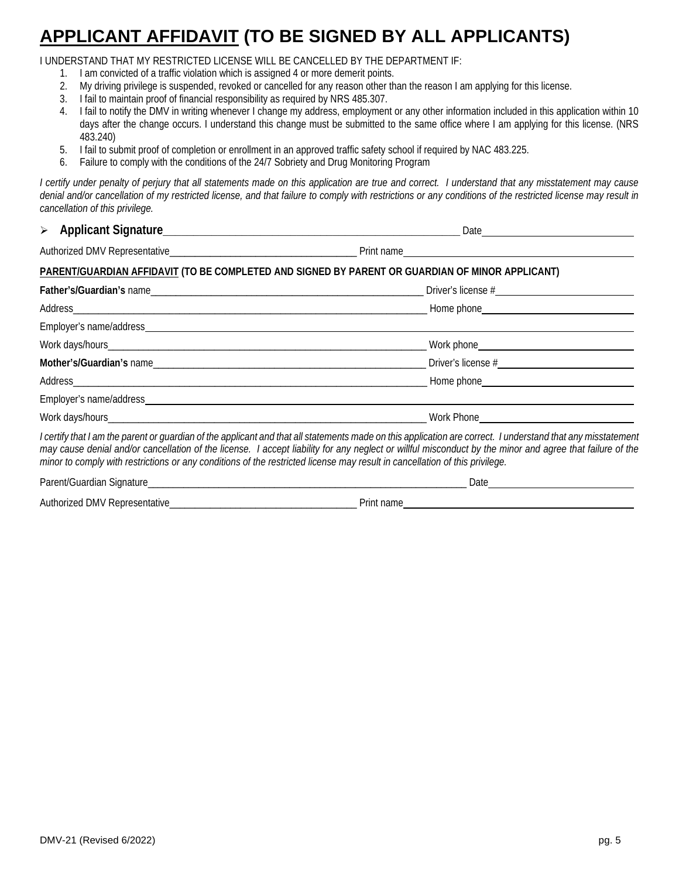# **APPLICANT AFFIDAVIT** (TO BE SIGNED BY ALL APPLICANTS)

I UNDERSTAND THAT MY RESTRICTED LICENSE WILL BE CANCELLED BY THE DEPARTMENT IF:

1. I am convicted of a traffic violation which is assigned 4 or more demerit points.
2. My driving privilege is suspended, revoked or cancelled for any reason other than the reason I am applying for this license.
3. I fail to maintain proof of financial responsibility as required by NRS 485.307.
4. I fail to notify the DMV in writing whenever I change my address, employment or any other information included in this application within 10 days after the change occurs. I understand this change must be submitted to the same office where I am applying for this license. (NRS 483.240)
5. I fail to submit proof of completion or enrollment in an approved traffic safety school if required by NAC 483.225.
6. Failure to comply with the conditions of the 24/7 Sobriety and Drug Monitoring Program

*I certify under penalty of perjury that all statements made on this application are true and correct. I understand that any misstatement may cause denial and/or cancellation of my restricted license, and that failure to comply with restrictions or any conditions of the restricted license may result in cancellation of this privilege.*

➢ **Applicant Signature**\_\_\_\_\_\_\_\_\_\_\_\_\_\_\_\_\_\_\_\_\_\_\_\_\_\_\_\_\_\_ Date\_\_\_\_\_\_\_\_\_\_\_\_\_\_\_\_

Authorized DMV Representative\_\_\_\_\_\_\_\_\_\_\_\_\_\_\_\_\_\_\_\_ Print name\_\_\_\_\_\_\_\_\_\_\_\_\_\_\_\_\_\_\_\_

**PARENT/GUARDIAN AFFIDAVIT** **(TO BE COMPLETED AND SIGNED BY PARENT OR GUARDIAN OF MINOR APPLICANT)**

**Father's/Guardian's** name\_\_\_\_\_\_\_\_\_\_\_\_\_\_\_\_\_\_\_\_\_\_\_\_\_\_\_\_ Driver's license #\_\_\_\_\_\_\_\_\_\_\_\_\_\_

Address\_\_\_\_\_\_\_\_\_\_\_\_\_\_\_\_\_\_\_\_\_\_\_\_\_\_\_\_\_\_\_\_\_\_\_\_ Home phone\_\_\_\_\_\_\_\_\_\_\_\_\_\_\_\_

Employer's name/address\_\_\_\_\_\_\_\_\_\_\_\_\_\_\_\_\_\_\_\_\_\_\_\_\_\_\_\_\_\_\_\_\_\_\_\_\_\_\_\_\_\_\_\_\_\_\_\_\_\_\_\_

Work days/hours\_\_\_\_\_\_\_\_\_\_\_\_\_\_\_\_\_\_\_\_\_\_\_\_\_\_\_\_\_\_\_\_\_ Work phone\_\_\_\_\_\_\_\_\_\_\_\_\_\_\_\_

**Mother's/Guardian's** name\_\_\_\_\_\_\_\_\_\_\_\_\_\_\_\_\_\_\_\_\_\_\_\_\_\_\_\_ Driver's license #\_\_\_\_\_\_\_\_\_\_\_\_\_\_

Address\_\_\_\_\_\_\_\_\_\_\_\_\_\_\_\_\_\_\_\_\_\_\_\_\_\_\_\_\_\_\_\_\_\_\_\_ Home phone\_\_\_\_\_\_\_\_\_\_\_\_\_\_\_\_

Employer's name/address\_\_\_\_\_\_\_\_\_\_\_\_\_\_\_\_\_\_\_\_\_\_\_\_\_\_\_\_\_\_\_\_\_\_\_\_\_\_\_\_\_\_\_\_\_\_\_\_\_\_\_\_

Work days/hours\_\_\_\_\_\_\_\_\_\_\_\_\_\_\_\_\_\_\_\_\_\_\_\_\_\_\_\_\_\_\_\_\_ Work Phone\_\_\_\_\_\_\_\_\_\_\_\_\_\_\_\_

*I certify that I am the parent or guardian of the applicant and that all statements made on this application are correct. I understand that any misstatement may cause denial and/or cancellation of the license. I accept liability for any neglect or willful misconduct by the minor and agree that failure of the minor to comply with restrictions or any conditions of the restricted license may result in cancellation of this privilege.*

Parent/Guardian Signature\_\_\_\_\_\_\_\_\_\_\_\_\_\_\_\_\_\_\_\_\_\_\_\_\_\_\_\_\_\_\_\_\_ Date\_\_\_\_\_\_\_\_\_\_\_\_\_\_\_\_

Authorized DMV Representative\_\_\_\_\_\_\_\_\_\_\_\_\_\_\_\_\_\_\_\_ Print name\_\_\_\_\_\_\_\_\_\_\_\_\_\_\_\_\_\_\_\_

DMV-21 (Revised 6/2022)